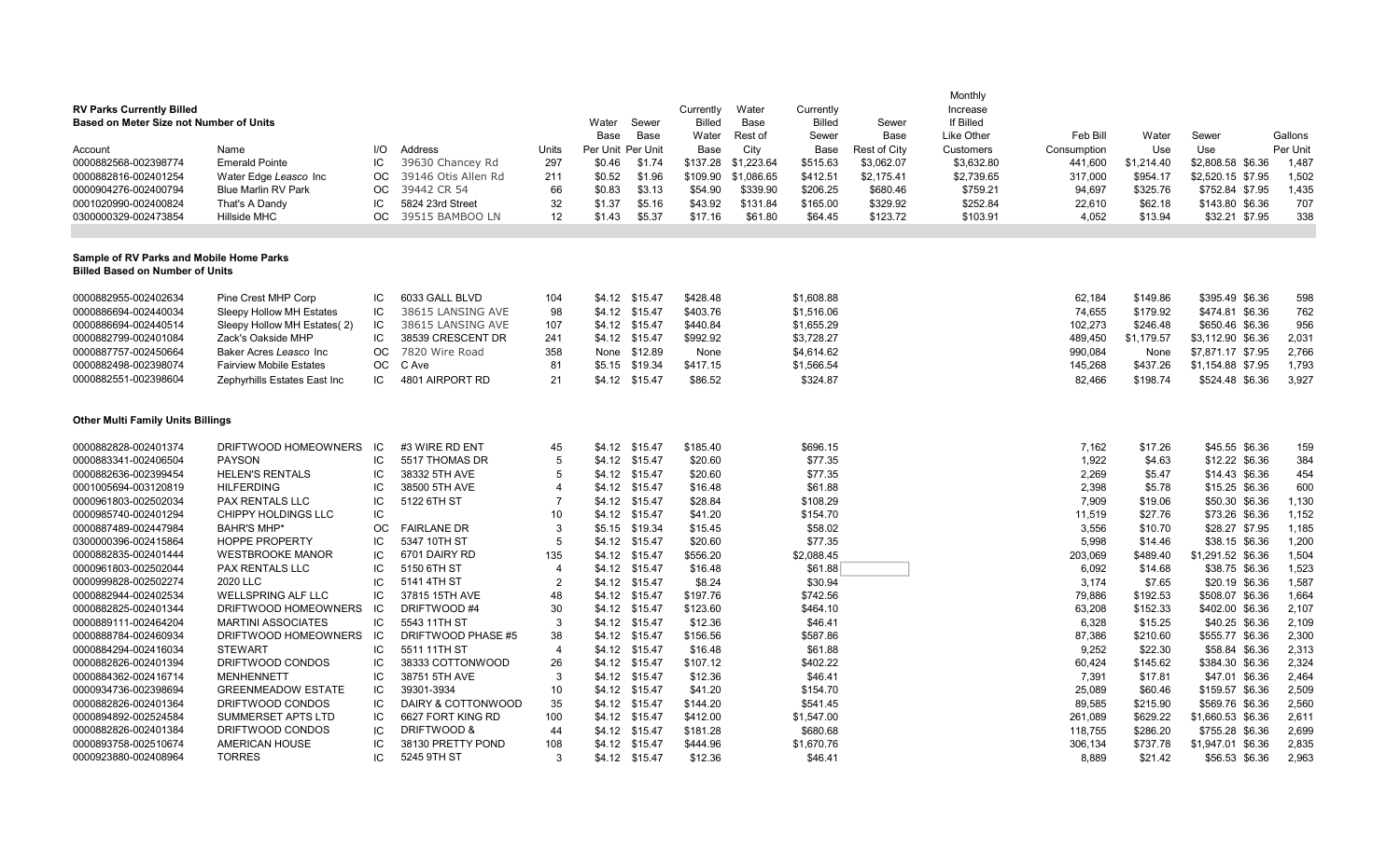**RV Parks Currently Billed**
**Based on Meter Size not Number of Units**

| Account | Name | I/O | Address | Units | Water Base Per Unit | Sewer Base Per Unit | Currently Billed Water Base | Water Base Rest of City | Currently Billed Sewer Base | Sewer Base Rest of City | Monthly Increase If Billed Like Other Customers | Feb Bill Consumption | Water Use | Sewer Use | | Gallons Per Unit |
|---|---|---|---|---|---|---|---|---|---|---|---|---|---|---|---|---|
| 0000882568-002398774 | Emerald Pointe | IC | 39630 Chancey Rd | 297 | $0.46 | $1.74 | $137.28 | $1,223.64 | $515.63 | $3,062.07 | $3,632.80 | 441,600 | $1,214.40 | $2,808.58 | $6.36 | 1,487 |
| 0000882816-002401254 | Water Edge *Leasco* Inc | OC | 39146 Otis Allen Rd | 211 | $0.52 | $1.96 | $109.90 | $1,086.65 | $412.51 | $2,175.41 | $2,739.65 | 317,000 | $954.17 | $2,520.15 | $7.95 | 1,502 |
| 0000904276-002400794 | Blue Marlin RV Park | OC | 39442 CR 54 | 66 | $0.83 | $3.13 | $54.90 | $339.90 | $206.25 | $680.46 | $759.21 | 94,697 | $325.76 | $752.84 | $7.95 | 1,435 |
| 0001020990-002400824 | That's A Dandy | IC | 5824 23rd Street | 32 | $1.37 | $5.16 | $43.92 | $131.84 | $165.00 | $329.92 | $252.84 | 22,610 | $62.18 | $143.80 | $6.36 | 707 |
| 0300000329-002473854 | Hillside MHC | OC | 39515 BAMBOO LN | 12 | $1.43 | $5.37 | $17.16 | $61.80 | $64.45 | $123.72 | $103.91 | 4,052 | $13.94 | $32.21 | $7.95 | 338 |

**Sample of RV Parks and Mobile Home Parks**
**Billed Based on Number of Units**

| Account | Name | I/O | Address | Units | Water Base Per Unit | Sewer Base Per Unit | Currently Billed Water Base | Water Base Rest of City | Currently Billed Sewer Base | Sewer Base Rest of City | Monthly Increase If Billed Like Other Customers | Feb Bill Consumption | Water Use | Sewer Use | | Gallons Per Unit |
|---|---|---|---|---|---|---|---|---|---|---|---|---|---|---|---|---|
| 0000882955-002402634 | Pine Crest MHP Corp | IC | 6033 GALL BLVD | 104 | $4.12 | $15.47 | $428.48 | | $1,608.88 | | | 62,184 | $149.86 | $395.49 | $6.36 | 598 |
| 0000886694-002440034 | Sleepy Hollow MH Estates | IC | 38615 LANSING AVE | 98 | $4.12 | $15.47 | $403.76 | | $1,516.06 | | | 74,655 | $179.92 | $474.81 | $6.36 | 762 |
| 0000886694-002440514 | Sleepy Hollow MH Estates( 2) | IC | 38615 LANSING AVE | 107 | $4.12 | $15.47 | $440.84 | | $1,655.29 | | | 102,273 | $246.48 | $650.46 | $6.36 | 956 |
| 0000882799-002401084 | Zack's Oakside MHP | IC | 38539 CRESCENT DR | 241 | $4.12 | $15.47 | $992.92 | | $3,728.27 | | | 489,450 | $1,179.57 | $3,112.90 | $6.36 | 2,031 |
| 0000887757-002450664 | Baker Acres *Leasco* Inc | OC | 7820 Wire Road | 358 | None | $12.89 | None | | $4,614.62 | | | 990,084 | None | $7,871.17 | $7.95 | 2,766 |
| 0000882498-002398074 | Fairview Mobile Estates | OC | C Ave | 81 | $5.15 | $19.34 | $417.15 | | $1,566.54 | | | 145,268 | $437.26 | $1,154.88 | $7.95 | 1,793 |
| 0000882551-002398604 | Zephyrhills Estates East Inc | IC | 4801 AIRPORT RD | 21 | $4.12 | $15.47 | $86.52 | | $324.87 | | | 82,466 | $198.74 | $524.48 | $6.36 | 3,927 |

**Other Multi Family Units Billings**

| Account | Name | I/O | Address | Units | Water Base Per Unit | Sewer Base Per Unit | Currently Billed Water Base | Water Base Rest of City | Currently Billed Sewer Base | Sewer Base Rest of City | Monthly Increase If Billed Like Other Customers | Feb Bill Consumption | Water Use | Sewer Use | | Gallons Per Unit |
|---|---|---|---|---|---|---|---|---|---|---|---|---|---|---|---|---|
| 0000882828-002401374 | DRIFTWOOD HOMEOWNERS | IC | #3 WIRE RD ENT | 45 | $4.12 | $15.47 | $185.40 | | $696.15 | | | 7,162 | $17.26 | $45.55 | $6.36 | 159 |
| 0000883341-002406504 | PAYSON | IC | 5517 THOMAS DR | 5 | $4.12 | $15.47 | $20.60 | | $77.35 | | | 1,922 | $4.63 | $12.22 | $6.36 | 384 |
| 0000882636-002399454 | HELEN'S RENTALS | IC | 38332 5TH AVE | 5 | $4.12 | $15.47 | $20.60 | | $77.35 | | | 2,269 | $5.47 | $14.43 | $6.36 | 454 |
| 0001005694-003120819 | HILFERDING | IC | 38500 5TH AVE | 4 | $4.12 | $15.47 | $16.48 | | $61.88 | | | 2,398 | $5.78 | $15.25 | $6.36 | 600 |
| 0000961803-002502034 | PAX RENTALS LLC | IC | 5122 6TH ST | 7 | $4.12 | $15.47 | $28.84 | | $108.29 | | | 7,909 | $19.06 | $50.30 | $6.36 | 1,130 |
| 0000985740-002401294 | CHIPPY HOLDINGS LLC | IC | | 10 | $4.12 | $15.47 | $41.20 | | $154.70 | | | 11,519 | $27.76 | $73.26 | $6.36 | 1,152 |
| 0000887489-002447984 | BAHR'S MHP* | OC | FAIRLANE DR | 3 | $5.15 | $19.34 | $15.45 | | $58.02 | | | 3,556 | $10.70 | $28.27 | $7.95 | 1,185 |
| 0300000396-002415864 | HOPPE PROPERTY | IC | 5347 10TH ST | 5 | $4.12 | $15.47 | $20.60 | | $77.35 | | | 5,998 | $14.46 | $38.15 | $6.36 | 1,200 |
| 0000882835-002401444 | WESTBROOKE MANOR | IC | 6701 DAIRY RD | 135 | $4.12 | $15.47 | $556.20 | | $2,088.45 | | | 203,069 | $489.40 | $1,291.52 | $6.36 | 1,504 |
| 0000961803-002502044 | PAX RENTALS LLC | IC | 5150 6TH ST | 4 | $4.12 | $15.47 | $16.48 | | $61.88 | | | 6,092 | $14.68 | $38.75 | $6.36 | 1,523 |
| 0000999828-002502274 | 2020 LLC | IC | 5141 4TH ST | 2 | $4.12 | $15.47 | $8.24 | | $30.94 | | | 3,174 | $7.65 | $20.19 | $6.36 | 1,587 |
| 0000882944-002402534 | WELLSPRING ALF LLC | IC | 37815 15TH AVE | 48 | $4.12 | $15.47 | $197.76 | | $742.56 | | | 79,886 | $192.53 | $508.07 | $6.36 | 1,664 |
| 0000882825-002401344 | DRIFTWOOD HOMEOWNERS | IC | DRIFTWOOD #4 | 30 | $4.12 | $15.47 | $123.60 | | $464.10 | | | 63,208 | $152.33 | $402.00 | $6.36 | 2,107 |
| 0000889111-002464204 | MARTINI ASSOCIATES | IC | 5543 11TH ST | 3 | $4.12 | $15.47 | $12.36 | | $46.41 | | | 6,328 | $15.25 | $40.25 | $6.36 | 2,109 |
| 0000888784-002460934 | DRIFTWOOD HOMEOWNERS | IC | DRIFTWOOD PHASE #5 | 38 | $4.12 | $15.47 | $156.56 | | $587.86 | | | 87,386 | $210.60 | $555.77 | $6.36 | 2,300 |
| 0000884294-002416034 | STEWART | IC | 5511 11TH ST | 4 | $4.12 | $15.47 | $16.48 | | $61.88 | | | 9,252 | $22.30 | $58.84 | $6.36 | 2,313 |
| 0000882826-002401394 | DRIFTWOOD CONDOS | IC | 38333 COTTONWOOD | 26 | $4.12 | $15.47 | $107.12 | | $402.22 | | | 60,424 | $145.62 | $384.30 | $6.36 | 2,324 |
| 0000884362-002416714 | MENHENNETT | IC | 38751 5TH AVE | 3 | $4.12 | $15.47 | $12.36 | | $46.41 | | | 7,391 | $17.81 | $47.01 | $6.36 | 2,464 |
| 0000934736-002398694 | GREENMEADOW ESTATE | IC | 39301-3934 | 10 | $4.12 | $15.47 | $41.20 | | $154.70 | | | 25,089 | $60.46 | $159.57 | $6.36 | 2,509 |
| 0000882826-002401364 | DRIFTWOOD CONDOS | IC | DAIRY & COTTONWOOD | 35 | $4.12 | $15.47 | $144.20 | | $541.45 | | | 89,585 | $215.90 | $569.76 | $6.36 | 2,560 |
| 0000894892-002524584 | SUMMERSET APTS LTD | IC | 6627 FORT KING RD | 100 | $4.12 | $15.47 | $412.00 | | $1,547.00 | | | 261,089 | $629.22 | $1,660.53 | $6.36 | 2,611 |
| 0000882826-002401384 | DRIFTWOOD CONDOS | IC | DRIFTWOOD & | 44 | $4.12 | $15.47 | $181.28 | | $680.68 | | | 118,755 | $286.20 | $755.28 | $6.36 | 2,699 |
| 0000893758-002510674 | AMERICAN HOUSE | IC | 38130 PRETTY POND | 108 | $4.12 | $15.47 | $444.96 | | $1,670.76 | | | 306,134 | $737.78 | $1,947.01 | $6.36 | 2,835 |
| 0000923880-002408964 | TORRES | IC | 5245 9TH ST | 3 | $4.12 | $15.47 | $12.36 | | $46.41 | | | 8,889 | $21.42 | $56.53 | $6.36 | 2,963 |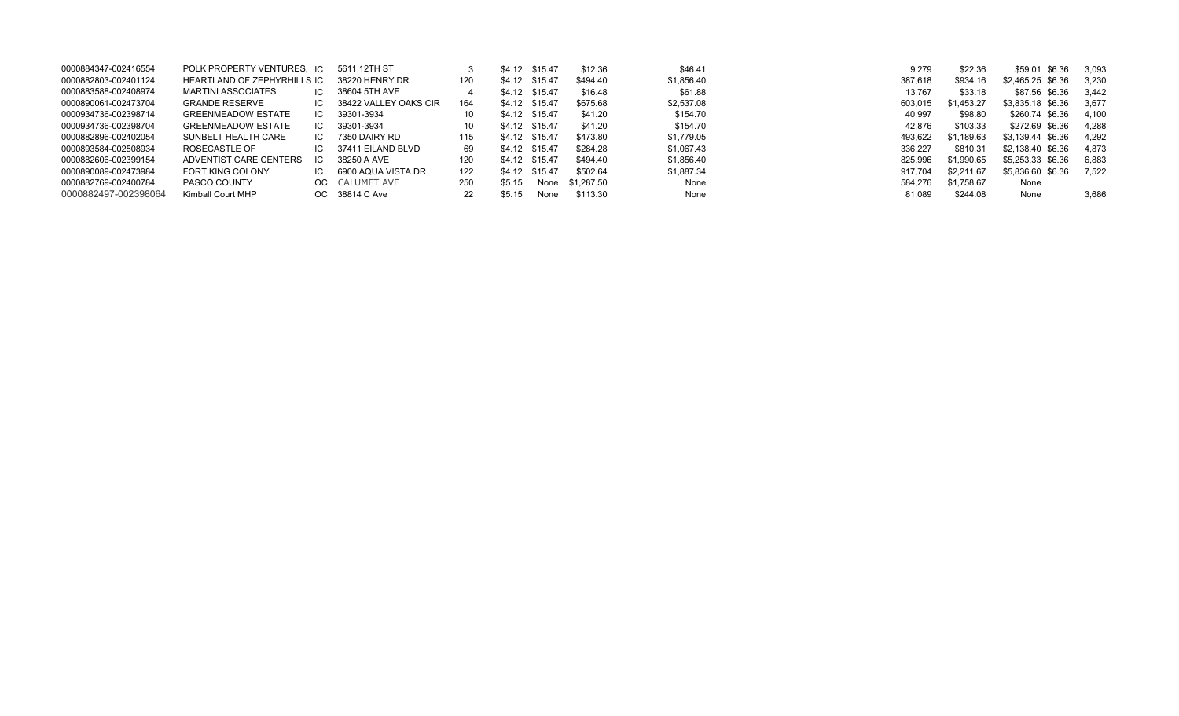| | | | | | | | | | | | | | | |
|---|---|---|---|---|---|---|---|---|---|---|---|---|---|---|
| 0000884347-002416554 | POLK PROPERTY VENTURES, | IC | 5611 12TH ST | 3 | $4.12 | $15.47 | $12.36 | $46.41 | 9,279 | $22.36 | $59.01 | $6.36 | 3,093 |
| 0000882803-002401124 | HEARTLAND OF ZEPHYRHILLS | IC | 38220 HENRY DR | 120 | $4.12 | $15.47 | $494.40 | $1,856.40 | 387,618 | $934.16 | $2,465.25 | $6.36 | 3,230 |
| 0000883588-002408974 | MARTINI ASSOCIATES | IC | 38604 5TH AVE | 4 | $4.12 | $15.47 | $16.48 | $61.88 | 13,767 | $33.18 | $87.56 | $6.36 | 3,442 |
| 0000890061-002473704 | GRANDE RESERVE | IC | 38422 VALLEY OAKS CIR | 164 | $4.12 | $15.47 | $675.68 | $2,537.08 | 603,015 | $1,453.27 | $3,835.18 | $6.36 | 3,677 |
| 0000934736-002398714 | GREENMEADOW ESTATE | IC | 39301-3934 | 10 | $4.12 | $15.47 | $41.20 | $154.70 | 40,997 | $98.80 | $260.74 | $6.36 | 4,100 |
| 0000934736-002398704 | GREENMEADOW ESTATE | IC | 39301-3934 | 10 | $4.12 | $15.47 | $41.20 | $154.70 | 42,876 | $103.33 | $272.69 | $6.36 | 4,288 |
| 0000882896-002402054 | SUNBELT HEALTH CARE | IC | 7350 DAIRY RD | 115 | $4.12 | $15.47 | $473.80 | $1,779.05 | 493,622 | $1,189.63 | $3,139.44 | $6.36 | 4,292 |
| 0000893584-002508934 | ROSECASTLE OF | IC | 37411 EILAND BLVD | 69 | $4.12 | $15.47 | $284.28 | $1,067.43 | 336,227 | $810.31 | $2,138.40 | $6.36 | 4,873 |
| 0000882606-002399154 | ADVENTIST CARE CENTERS | IC | 38250 A AVE | 120 | $4.12 | $15.47 | $494.40 | $1,856.40 | 825,996 | $1,990.65 | $5,253.33 | $6.36 | 6,883 |
| 0000890089-002473984 | FORT KING COLONY | IC | 6900 AQUA VISTA DR | 122 | $4.12 | $15.47 | $502.64 | $1,887.34 | 917,704 | $2,211.67 | $5,836.60 | $6.36 | 7,522 |
| 0000882769-002400784 | PASCO COUNTY | OC | CALUMET AVE | 250 | $5.15 | None | $1,287.50 | None | 584,276 | $1,758.67 | None | | |
| 0000882497-002398064 | Kimball Court MHP | OC | 38814 C Ave | 22 | $5.15 | None | $113.30 | None | 81,089 | $244.08 | None | | 3,686 |